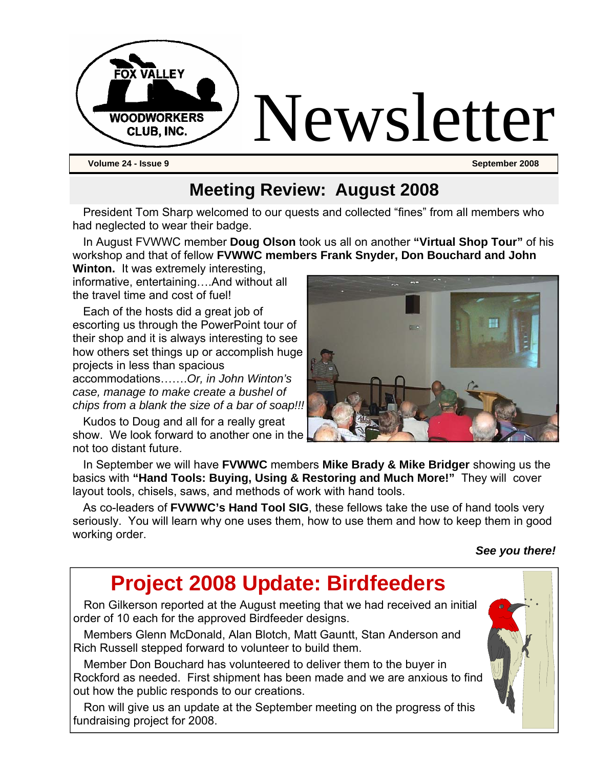# Newsletter

FOX VALLEY WOODWORKERS CLUB, INC.

**Volume 24 - Issue 9** **September 2008**

## Meeting Review: August 2008

President Tom Sharp welcomed to our quests and collected "fines" from all members who had neglected to wear their badge.

In August FVWWC member **Doug Olson** took us all on another **"Virtual Shop Tour"** of his workshop and that of fellow **FVWWC members Frank Snyder, Don Bouchard and John Winton.** It was extremely interesting, informative, entertaining….And without all the travel time and cost of fuel!

Each of the hosts did a great job of escorting us through the PowerPoint tour of their shop and it is always interesting to see how others set things up or accomplish huge projects in less than spacious accommodations…….*Or, in John Winton's case, manage to make create a bushel of chips from a blank the size of a bar of soap!!!*

Kudos to Doug and all for a really great show. We look forward to another one in the not too distant future.

In September we will have **FVWWC** members **Mike Brady & Mike Bridger** showing us the basics with **"Hand Tools: Buying, Using & Restoring and Much More!"** They will cover layout tools, chisels, saws, and methods of work with hand tools.

As co-leaders of **FVWWC's Hand Tool SIG**, these fellows take the use of hand tools very seriously. You will learn why one uses them, how to use them and how to keep them in good working order.

***See you there!***

## Project 2008 Update: Birdfeeders

Ron Gilkerson reported at the August meeting that we had received an initial order of 10 each for the approved Birdfeeder designs.

Members Glenn McDonald, Alan Blotch, Matt Gauntt, Stan Anderson and Rich Russell stepped forward to volunteer to build them.

Member Don Bouchard has volunteered to deliver them to the buyer in Rockford as needed. First shipment has been made and we are anxious to find out how the public responds to our creations.

Ron will give us an update at the September meeting on the progress of this fundraising project for 2008.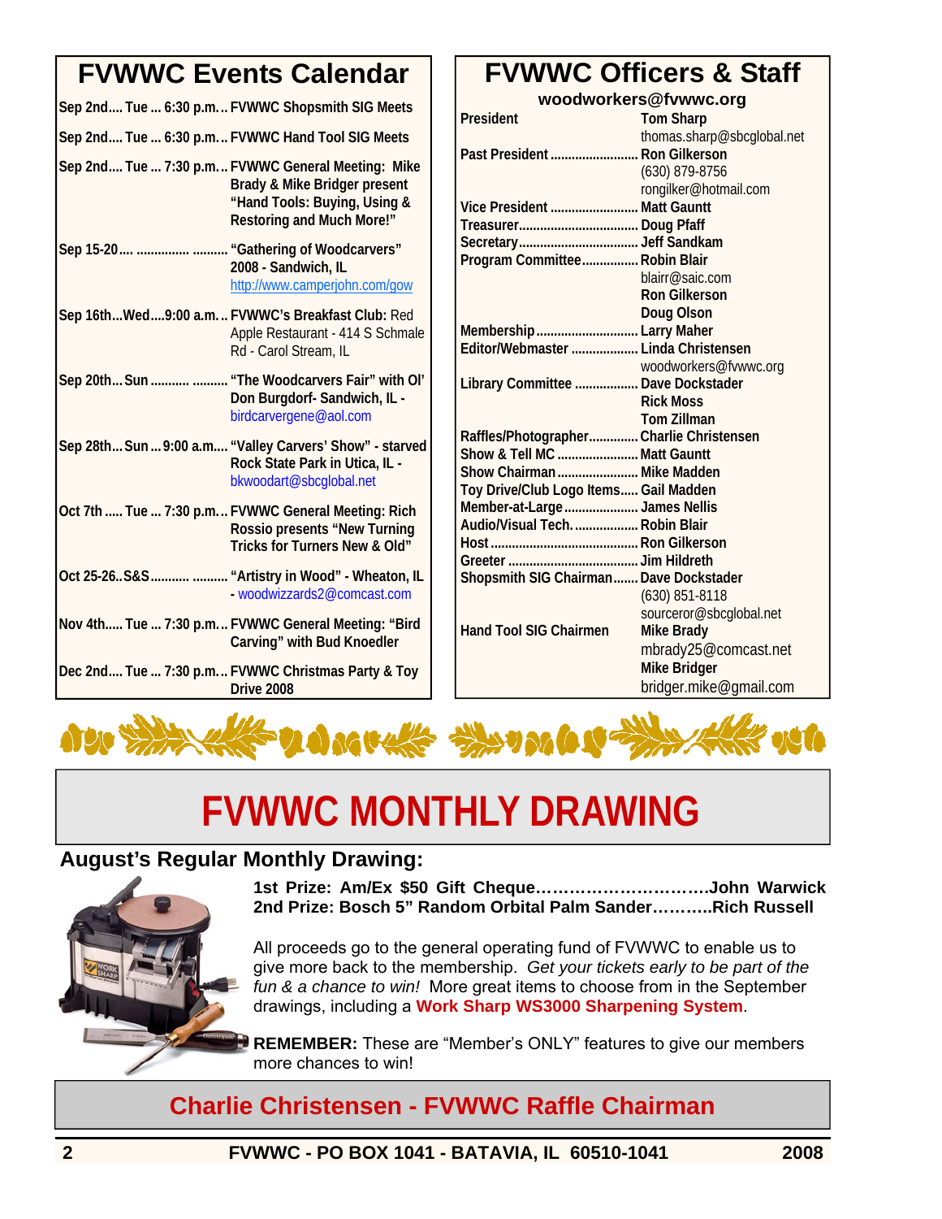## FVWWC Events Calendar

Sep 2nd.... Tue ... 6:30 p.m.... FVWWC Shopsmith SIG Meets

Sep 2nd.... Tue ... 6:30 p.m.... FVWWC Hand Tool SIG Meets

Sep 2nd.... Tue ... 7:30 p.m.... FVWWC General Meeting: Mike Brady & Mike Bridger present "Hand Tools: Buying, Using & Restoring and Much More!"

Sep 15-20.... .............. .......... "Gathering of Woodcarvers" 2008 - Sandwich, IL http://www.camperjohn.com/gow

Sep 16th...Wed....9:00 a.m.... FVWWC's Breakfast Club: Red Apple Restaurant - 414 S Schmale Rd - Carol Stream, IL

Sep 20th... Sun .......... .......... "The Woodcarvers Fair" with Ol' Don Burgdorf- Sandwich, IL - birdcarvergene@aol.com

Sep 28th... Sun ... 9:00 a.m.... "Valley Carvers' Show" - starved Rock State Park in Utica, IL - bkwoodart@sbcglobal.net

Oct 7th ..... Tue ... 7:30 p.m.... FVWWC General Meeting: Rich Rossio presents "New Turning Tricks for Turners New & Old"

Oct 25-26..S&S.......... .......... "Artistry in Wood" - Wheaton, IL - woodwizzards2@comcast.com

Nov 4th..... Tue ... 7:30 p.m.... FVWWC General Meeting: "Bird Carving" with Bud Knoedler

Dec 2nd.... Tue ... 7:30 p.m.... FVWWC Christmas Party & Toy Drive 2008

## FVWWC Officers & Staff

**woodworkers@fvwwc.org**

| Position | Name |
|---|---|
| President | Tom Sharp<br>thomas.sharp@sbcglobal.net |
| Past President | Ron Gilkerson<br>(630) 879-8756<br>rongilker@hotmail.com |
| Vice President | Matt Gauntt |
| Treasurer | Doug Pfaff |
| Secretary | Jeff Sandkam |
| Program Committee | Robin Blair<br>blairr@saic.com<br>Ron Gilkerson<br>Doug Olson |
| Membership | Larry Maher |
| Editor/Webmaster | Linda Christensen<br>woodworkers@fvwwc.org |
| Library Committee | Dave Dockstader<br>Rick Moss<br>Tom Zillman |
| Raffles/Photographer | Charlie Christensen |
| Show & Tell MC | Matt Gauntt |
| Show Chairman | Mike Madden |
| Toy Drive/Club Logo Items | Gail Madden |
| Member-at-Large | James Nellis |
| Audio/Visual Tech. | Robin Blair |
| Host | Ron Gilkerson |
| Greeter | Jim Hildreth |
| Shopsmith SIG Chairman | Dave Dockstader<br>(630) 851-8118<br>sourceror@sbcglobal.net |
| Hand Tool SIG Chairmen | Mike Brady<br>mbrady25@comcast.net<br>Mike Bridger<br>bridger.mike@gmail.com |

# FVWWC MONTHLY DRAWING

### August's Regular Monthly Drawing:

**1st Prize: Am/Ex $50 Gift Cheque…………………………John Warwick**
**2nd Prize: Bosch 5" Random Orbital Palm Sander………..Rich Russell**

All proceeds go to the general operating fund of FVWWC to enable us to give more back to the membership. *Get your tickets early to be part of the fun & a chance to win!* More great items to choose from in the September drawings, including a **Work Sharp WS3000 Sharpening System**.

**REMEMBER:** These are "Member's ONLY" features to give our members more chances to win!

## Charlie Christensen - FVWWC Raffle Chairman

FVWWC - PO BOX 1041 - BATAVIA, IL 60510-1041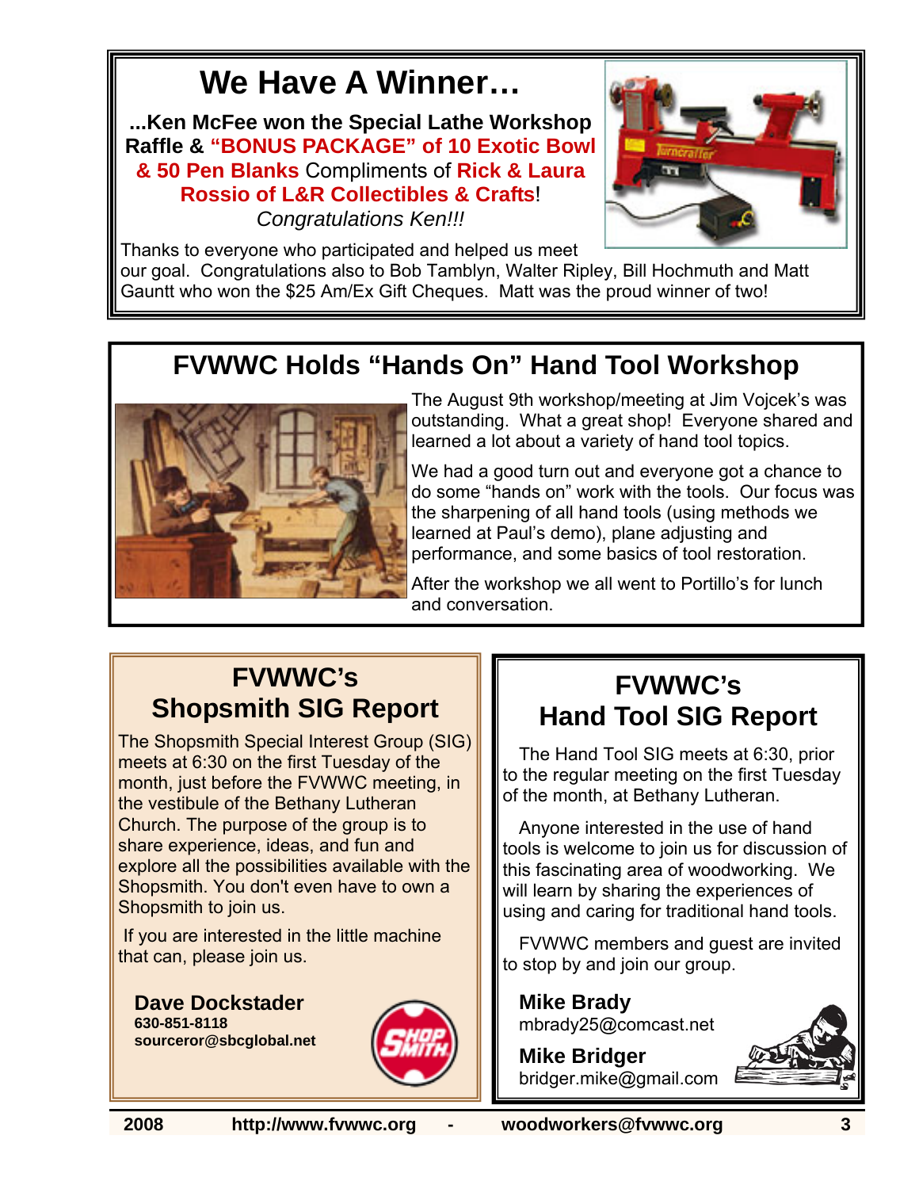# We Have A Winner…

**...Ken McFee won the Special Lathe Workshop Raffle & "BONUS PACKAGE" of 10 Exotic Bowl & 50 Pen Blanks Compliments of Rick & Laura Rossio of L&R Collectibles & Crafts!**

*Congratulations Ken!!!*

Thanks to everyone who participated and helped us meet our goal. Congratulations also to Bob Tamblyn, Walter Ripley, Bill Hochmuth and Matt Gauntt who won the $25 Am/Ex Gift Cheques. Matt was the proud winner of two!

## FVWWC Holds "Hands On" Hand Tool Workshop

The August 9th workshop/meeting at Jim Vojcek's was outstanding. What a great shop! Everyone shared and learned a lot about a variety of hand tool topics.

We had a good turn out and everyone got a chance to do some "hands on" work with the tools. Our focus was the sharpening of all hand tools (using methods we learned at Paul's demo), plane adjusting and performance, and some basics of tool restoration.

After the workshop we all went to Portillo's for lunch and conversation.

## FVWWC's Shopsmith SIG Report

The Shopsmith Special Interest Group (SIG) meets at 6:30 on the first Tuesday of the month, just before the FVWWC meeting, in the vestibule of the Bethany Lutheran Church. The purpose of the group is to share experience, ideas, and fun and explore all the possibilities available with the Shopsmith. You don't even have to own a Shopsmith to join us.

If you are interested in the little machine that can, please join us.

**Dave Dockstader**
**630-851-8118**
**sourceror@sbcglobal.net**

## FVWWC's Hand Tool SIG Report

The Hand Tool SIG meets at 6:30, prior to the regular meeting on the first Tuesday of the month, at Bethany Lutheran.

Anyone interested in the use of hand tools is welcome to join us for discussion of this fascinating area of woodworking. We will learn by sharing the experiences of using and caring for traditional hand tools.

FVWWC members and guest are invited to stop by and join our group.

**Mike Brady**
mbrady25@comcast.net

**Mike Bridger**
bridger.mike@gmail.com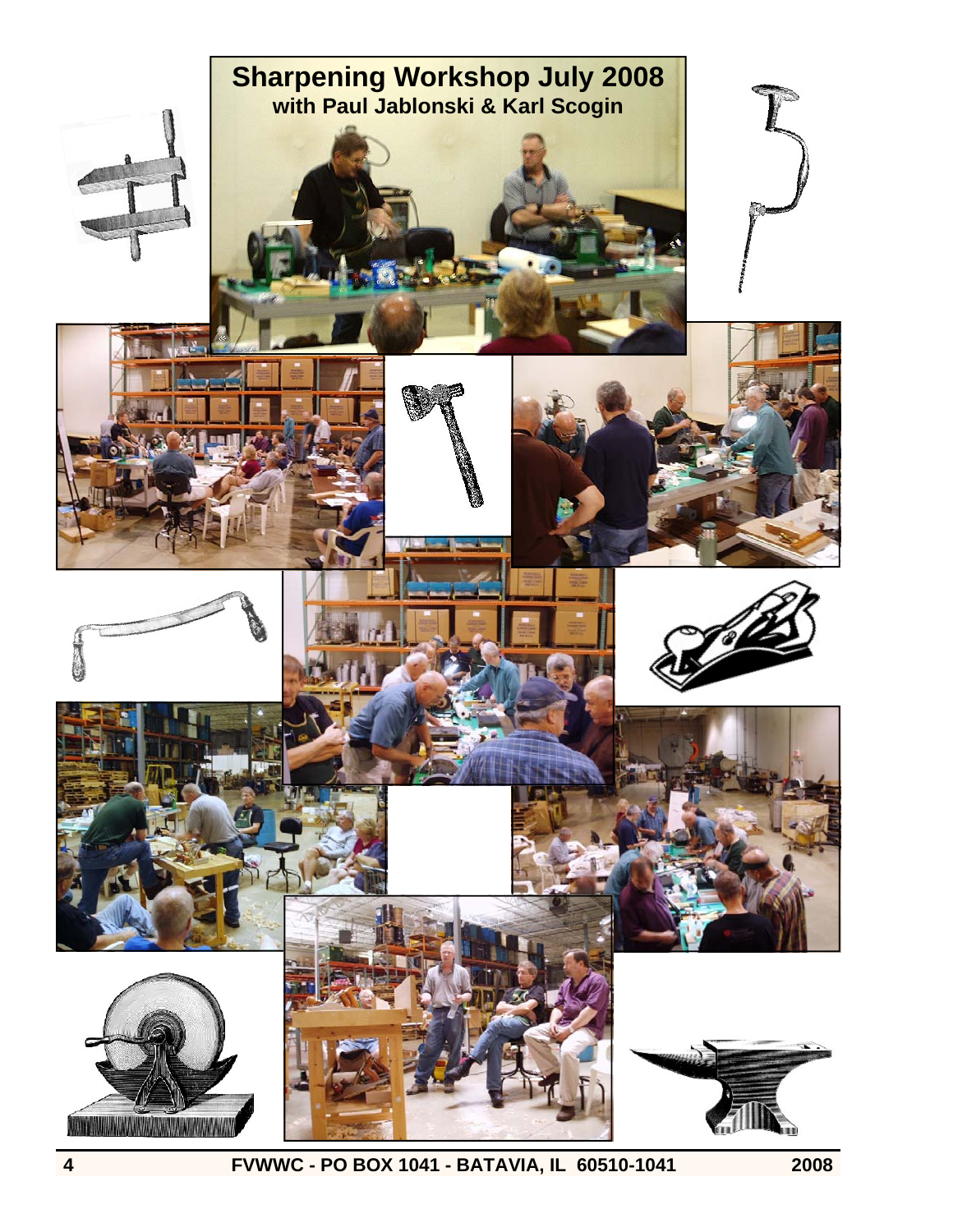# Sharpening Workshop July 2008

**with Paul Jablonski & Karl Scogin**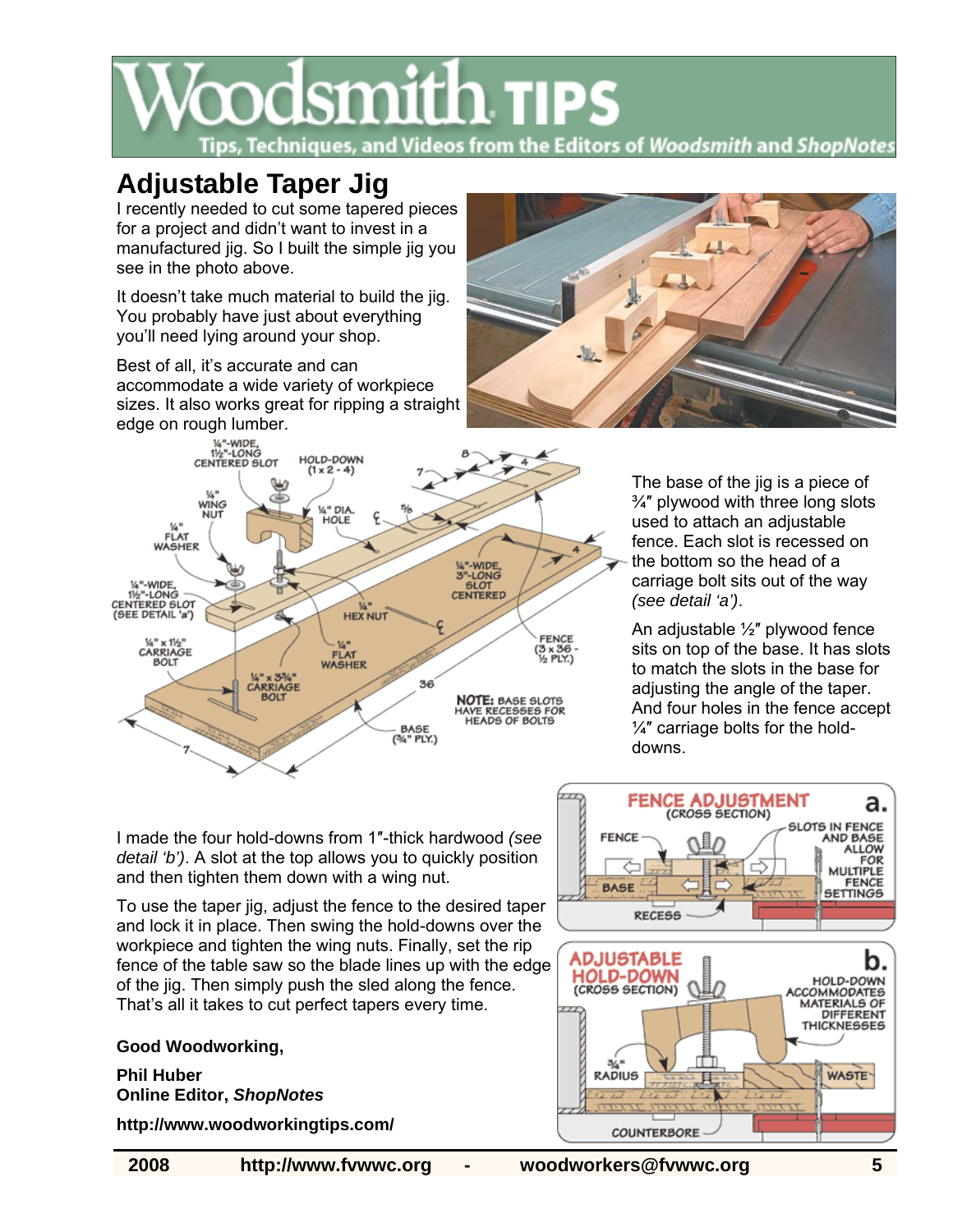# Woodsmith TIPS

Tips, Techniques, and Videos from the Editors of *Woodsmith* and *ShopNotes*

## Adjustable Taper Jig

I recently needed to cut some tapered pieces for a project and didn't want to invest in a manufactured jig. So I built the simple jig you see in the photo above.

It doesn't take much material to build the jig. You probably have just about everything you'll need lying around your shop.

Best of all, it's accurate and can accommodate a wide variety of workpiece sizes. It also works great for ripping a straight edge on rough lumber.

The base of the jig is a piece of ¾″ plywood with three long slots used to attach an adjustable fence. Each slot is recessed on the bottom so the head of a carriage bolt sits out of the way *(see detail 'a')*.

An adjustable ½″ plywood fence sits on top of the base. It has slots to match the slots in the base for adjusting the angle of the taper. And four holes in the fence accept ¼″ carriage bolts for the hold-downs.

I made the four hold-downs from 1″-thick hardwood *(see detail 'b')*. A slot at the top allows you to quickly position and then tighten them down with a wing nut.

To use the taper jig, adjust the fence to the desired taper and lock it in place. Then swing the hold-downs over the workpiece and tighten the wing nuts. Finally, set the rip fence of the table saw so the blade lines up with the edge of the jig. Then simply push the sled along the fence. That's all it takes to cut perfect tapers every time.

**Good Woodworking,**

**Phil Huber**
**Online Editor, *ShopNotes***

**http://www.woodworkingtips.com/**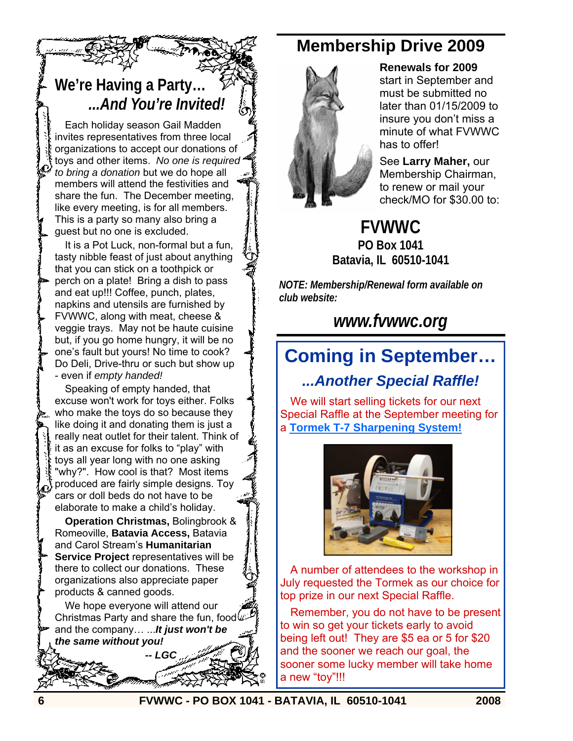## We're Having a Party…
## ...And You're Invited!

Each holiday season Gail Madden invites representatives from three local organizations to accept our donations of toys and other items. *No one is required to bring a donation* but we do hope all members will attend the festivities and share the fun. The December meeting, like every meeting, is for all members. This is a party so many also bring a guest but no one is excluded.

It is a Pot Luck, non-formal but a fun, tasty nibble feast of just about anything that you can stick on a toothpick or perch on a plate! Bring a dish to pass and eat up!!! Coffee, punch, plates, napkins and utensils are furnished by FVWWC, along with meat, cheese & veggie trays. May not be haute cuisine but, if you go home hungry, it will be no one's fault but yours! No time to cook? Do Deli, Drive-thru or such but show up - even if *empty handed!*

Speaking of empty handed, that excuse won't work for toys either. Folks who make the toys do so because they like doing it and donating them is just a really neat outlet for their talent. Think of it as an excuse for folks to "play" with toys all year long with no one asking "why?". How cool is that? Most items produced are fairly simple designs. Toy cars or doll beds do not have to be elaborate to make a child's holiday.

**Operation Christmas,** Bolingbrook & Romeoville, **Batavia Access,** Batavia and Carol Stream's **Humanitarian Service Project** representatives will be there to collect our donations. These organizations also appreciate paper products & canned goods.

We hope everyone will attend our Christmas Party and share the fun, food and the company… ...***It just won't be the same without you!***

***-- LGC***

## Membership Drive 2009

**Renewals for 2009** start in September and must be submitted no later than 01/15/2009 to insure you don't miss a minute of what FVWWC has to offer!

See **Larry Maher,** our Membership Chairman, to renew or mail your check/MO for $30.00 to:

**FVWWC**
**PO Box 1041**
**Batavia, IL 60510-1041**

***NOTE: Membership/Renewal form available on club website:***

***www.fvwwc.org***

## Coming in September…
### *...Another Special Raffle!*

We will start selling tickets for our next Special Raffle at the September meeting for a **Tormek T-7 Sharpening System!**

A number of attendees to the workshop in July requested the Tormek as our choice for top prize in our next Special Raffle.

Remember, you do not have to be present to win so get your tickets early to avoid being left out! They are $5 ea or 5 for $20 and the sooner we reach our goal, the sooner some lucky member will take home a new "toy"!!!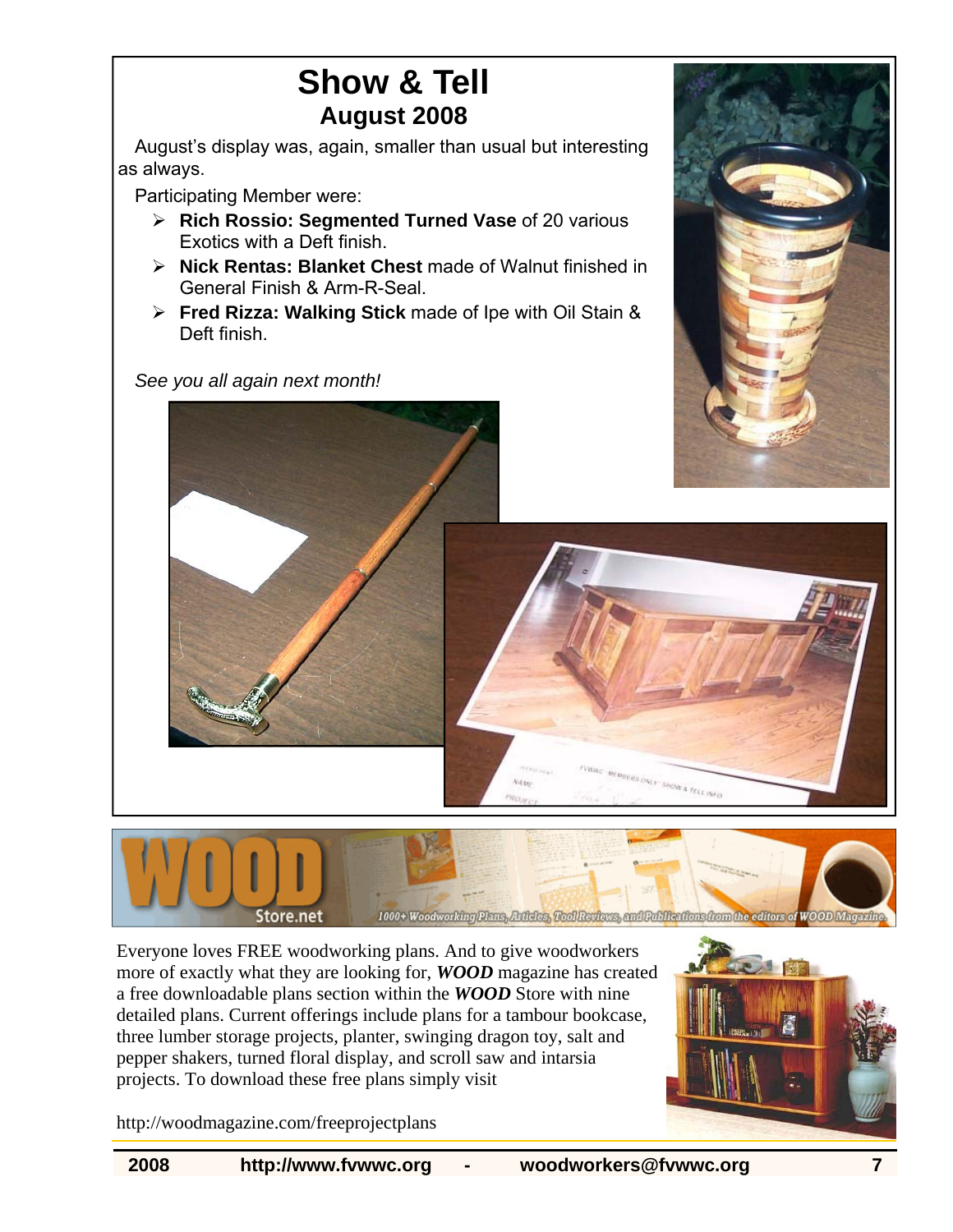# Show & Tell

## August 2008

August's display was, again, smaller than usual but interesting as always.

Participating Member were:

- **Rich Rossio: Segmented Turned Vase** of 20 various Exotics with a Deft finish.
- **Nick Rentas: Blanket Chest** made of Walnut finished in General Finish & Arm-R-Seal.
- **Fred Rizza: Walking Stick** made of Ipe with Oil Stain & Deft finish.

*See you all again next month!*

Everyone loves FREE woodworking plans. And to give woodworkers more of exactly what they are looking for, ***WOOD*** magazine has created a free downloadable plans section within the ***WOOD*** Store with nine detailed plans. Current offerings include plans for a tambour bookcase, three lumber storage projects, planter, swinging dragon toy, salt and pepper shakers, turned floral display, and scroll saw and intarsia projects. To download these free plans simply visit

http://woodmagazine.com/freeprojectplans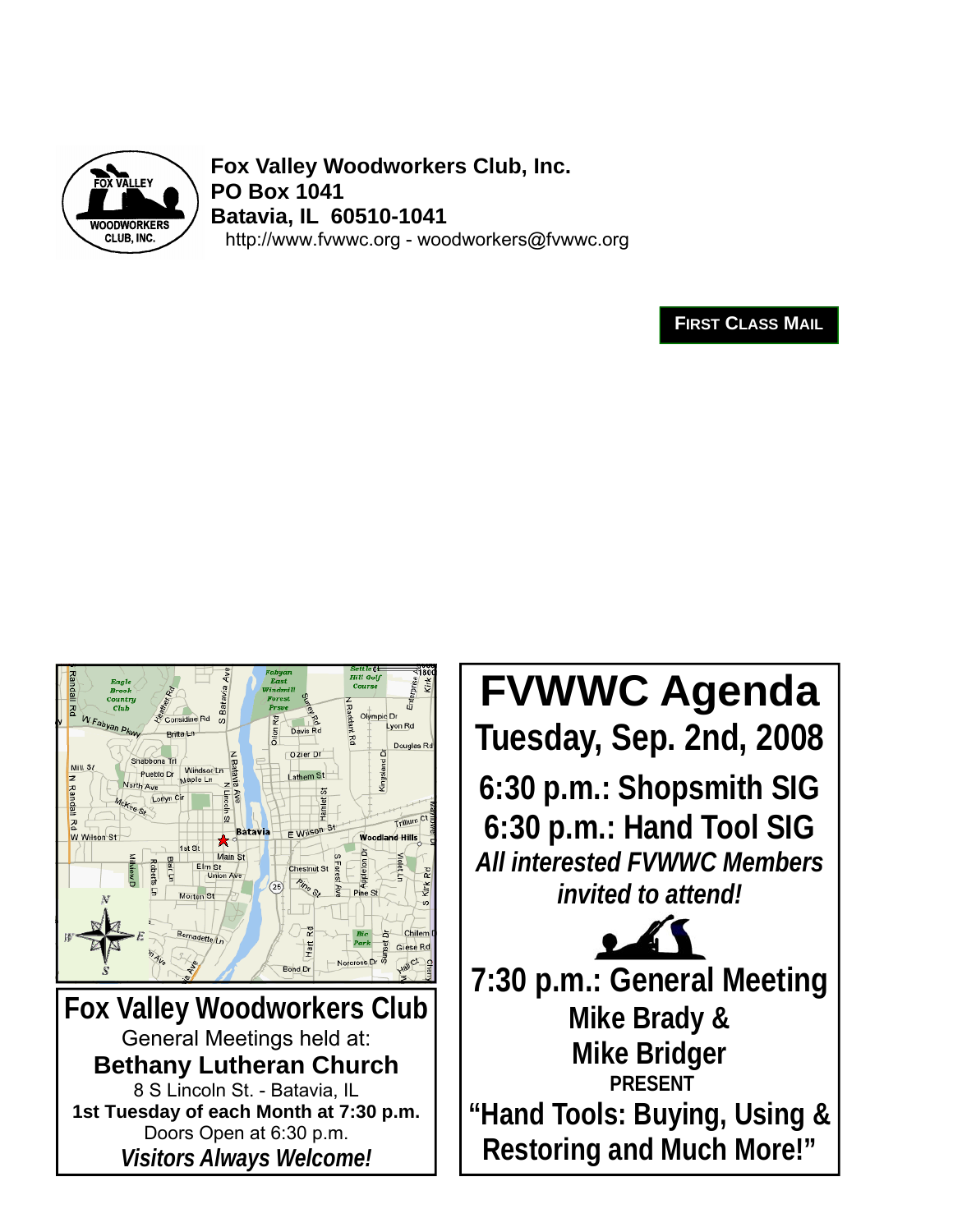**Fox Valley Woodworkers Club, Inc.**
**PO Box 1041**
**Batavia, IL 60510-1041**
http://www.fvwwc.org - woodworkers@fvwwc.org

**FIRST CLASS MAIL**

## Fox Valley Woodworkers Club

General Meetings held at:

**Bethany Lutheran Church**

8 S Lincoln St. - Batavia, IL

**1st Tuesday of each Month at 7:30 p.m.**

Doors Open at 6:30 p.m.

***Visitors Always Welcome!***

# FVWWC Agenda

## Tuesday, Sep. 2nd, 2008

**6:30 p.m.: Shopsmith SIG**

**6:30 p.m.: Hand Tool SIG**

***All interested FVWWC Members invited to attend!***

**7:30 p.m.: General Meeting**

**Mike Brady &**
**Mike Bridger**
**PRESENT**

**"Hand Tools: Buying, Using & Restoring and Much More!"**